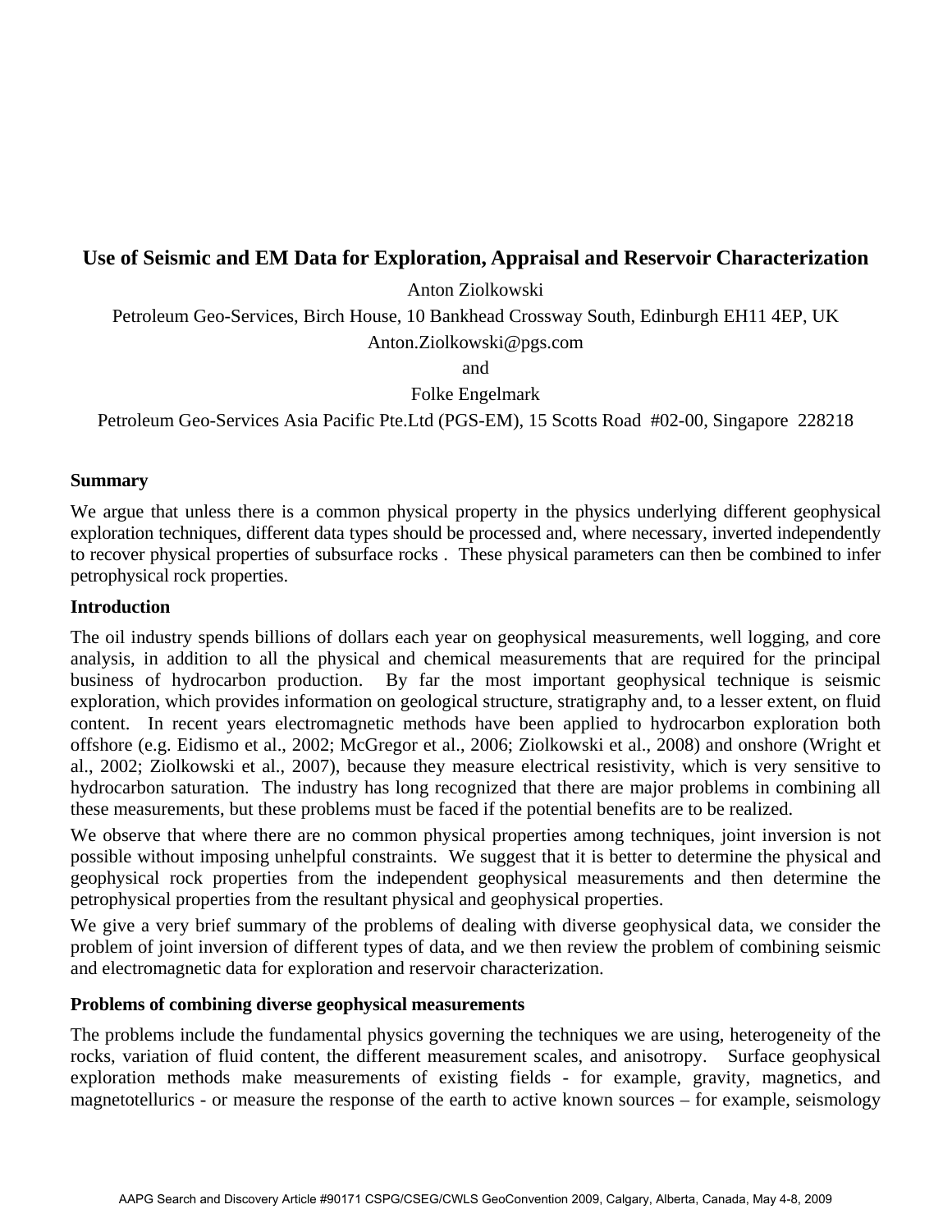# Use of Seismic and EM Data for Exploration, Appraisal and Reservoir Characterization

Anton Ziolkowski

Petroleum Geo-Services, Birch House, 10 Bankhead Crossway South, Edinburgh EH11 4EP, UK

Anton.Ziolkowski@pgs.com

and

Folke Engelmark

Petroleum Geo-Services Asia Pacific Pte.Ltd (PGS-EM), 15 Scotts Road #02-00, Singapore 228218

## Summary

We argue that unless there is a common physical property in the physics underlying different geophysical exploration techniques, different data types should be processed and, where necessary, inverted independently to recover physical properties of subsurface rocks . These physical parameters can then be combined to infer petrophysical rock properties.

## Introduction

The oil industry spends billions of dollars each year on geophysical measurements, well logging, and core analysis, in addition to all the physical and chemical measurements that are required for the principal business of hydrocarbon production. By far the most important geophysical technique is seismic exploration, which provides information on geological structure, stratigraphy and, to a lesser extent, on fluid content. In recent years electromagnetic methods have been applied to hydrocarbon exploration both offshore (e.g. Eidismo et al., 2002; McGregor et al., 2006; Ziolkowski et al., 2008) and onshore (Wright et al., 2002; Ziolkowski et al., 2007), because they measure electrical resistivity, which is very sensitive to hydrocarbon saturation. The industry has long recognized that there are major problems in combining all these measurements, but these problems must be faced if the potential benefits are to be realized.

We observe that where there are no common physical properties among techniques, joint inversion is not possible without imposing unhelpful constraints. We suggest that it is better to determine the physical and geophysical rock properties from the independent geophysical measurements and then determine the petrophysical properties from the resultant physical and geophysical properties.

We give a very brief summary of the problems of dealing with diverse geophysical data, we consider the problem of joint inversion of different types of data, and we then review the problem of combining seismic and electromagnetic data for exploration and reservoir characterization.

## Problems of combining diverse geophysical measurements

The problems include the fundamental physics governing the techniques we are using, heterogeneity of the rocks, variation of fluid content, the different measurement scales, and anisotropy. Surface geophysical exploration methods make measurements of existing fields - for example, gravity, magnetics, and magnetotellurics - or measure the response of the earth to active known sources – for example, seismology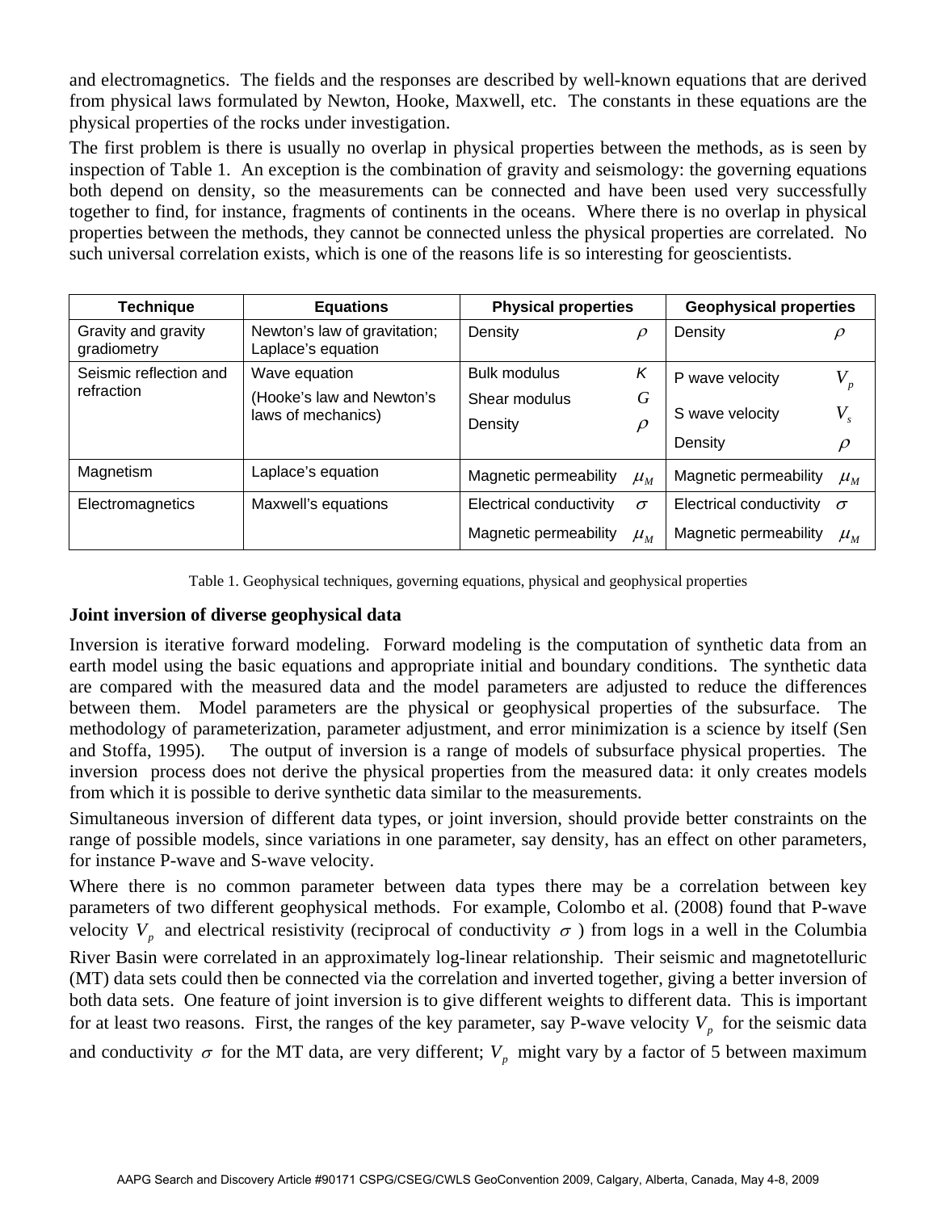and electromagnetics. The fields and the responses are described by well-known equations that are derived from physical laws formulated by Newton, Hooke, Maxwell, etc. The constants in these equations are the physical properties of the rocks under investigation.

The first problem is there is usually no overlap in physical properties between the methods, as is seen by inspection of Table 1. An exception is the combination of gravity and seismology: the governing equations both depend on density, so the measurements can be connected and have been used very successfully together to find, for instance, fragments of continents in the oceans. Where there is no overlap in physical properties between the methods, they cannot be connected unless the physical properties are correlated. No such universal correlation exists, which is one of the reasons life is so interesting for geoscientists.

| Technique | Equations | Physical properties | | Geophysical properties | |
|---|---|---|---|---|---|
| Gravity and gravity gradiometry | Newton's law of gravitation; Laplace's equation | Density | $\rho$ | Density | $\rho$ |
| Seismic reflection and refraction | Wave equation (Hooke's law and Newton's laws of mechanics) | Bulk modulus<br>Shear modulus<br>Density | $K$<br>$G$<br>$\rho$ | P wave velocity<br>S wave velocity<br>Density | $V_p$<br>$V_s$<br>$\rho$ |
| Magnetism | Laplace's equation | Magnetic permeability | $\mu_M$ | Magnetic permeability | $\mu_M$ |
| Electromagnetics | Maxwell's equations | Electrical conductivity<br>Magnetic permeability | $\sigma$<br>$\mu_M$ | Electrical conductivity<br>Magnetic permeability | $\sigma$<br>$\mu_M$ |

Table 1. Geophysical techniques, governing equations, physical and geophysical properties

**Joint inversion of diverse geophysical data**

Inversion is iterative forward modeling. Forward modeling is the computation of synthetic data from an earth model using the basic equations and appropriate initial and boundary conditions. The synthetic data are compared with the measured data and the model parameters are adjusted to reduce the differences between them. Model parameters are the physical or geophysical properties of the subsurface. The methodology of parameterization, parameter adjustment, and error minimization is a science by itself (Sen and Stoffa, 1995). The output of inversion is a range of models of subsurface physical properties. The inversion process does not derive the physical properties from the measured data: it only creates models from which it is possible to derive synthetic data similar to the measurements.

Simultaneous inversion of different data types, or joint inversion, should provide better constraints on the range of possible models, since variations in one parameter, say density, has an effect on other parameters, for instance P-wave and S-wave velocity.

Where there is no common parameter between data types there may be a correlation between key parameters of two different geophysical methods. For example, Colombo et al. (2008) found that P-wave velocity $V_p$ and electrical resistivity (reciprocal of conductivity $\sigma$ ) from logs in a well in the Columbia River Basin were correlated in an approximately log-linear relationship. Their seismic and magnetotelluric (MT) data sets could then be connected via the correlation and inverted together, giving a better inversion of both data sets. One feature of joint inversion is to give different weights to different data. This is important for at least two reasons. First, the ranges of the key parameter, say P-wave velocity $V_p$ for the seismic data and conductivity $\sigma$ for the MT data, are very different; $V_p$ might vary by a factor of 5 between maximum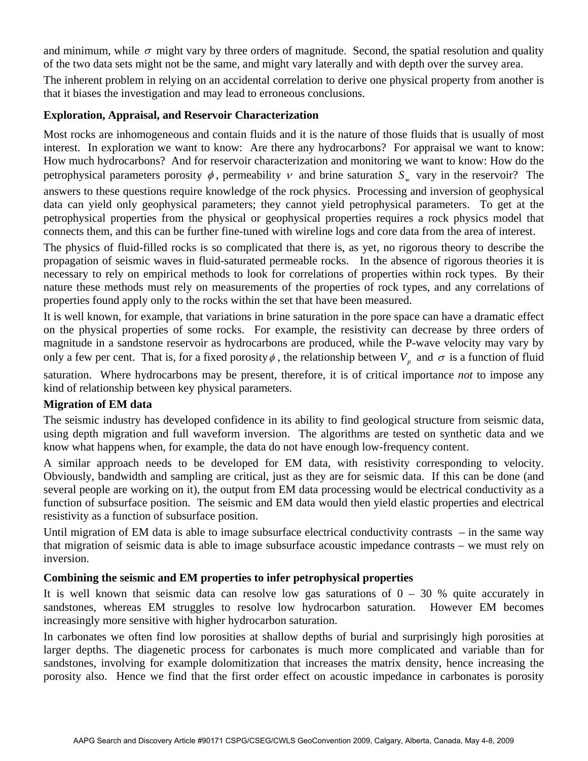and minimum, while $\sigma$ might vary by three orders of magnitude. Second, the spatial resolution and quality of the two data sets might not be the same, and might vary laterally and with depth over the survey area.

The inherent problem in relying on an accidental correlation to derive one physical property from another is that it biases the investigation and may lead to erroneous conclusions.

**Exploration, Appraisal, and Reservoir Characterization**

Most rocks are inhomogeneous and contain fluids and it is the nature of those fluids that is usually of most interest. In exploration we want to know: Are there any hydrocarbons? For appraisal we want to know: How much hydrocarbons? And for reservoir characterization and monitoring we want to know: How do the petrophysical parameters porosity $\phi$, permeability $\nu$ and brine saturation $S_w$ vary in the reservoir? The answers to these questions require knowledge of the rock physics. Processing and inversion of geophysical data can yield only geophysical parameters; they cannot yield petrophysical parameters. To get at the petrophysical properties from the physical or geophysical properties requires a rock physics model that connects them, and this can be further fine-tuned with wireline logs and core data from the area of interest.

The physics of fluid-filled rocks is so complicated that there is, as yet, no rigorous theory to describe the propagation of seismic waves in fluid-saturated permeable rocks. In the absence of rigorous theories it is necessary to rely on empirical methods to look for correlations of properties within rock types. By their nature these methods must rely on measurements of the properties of rock types, and any correlations of properties found apply only to the rocks within the set that have been measured.

It is well known, for example, that variations in brine saturation in the pore space can have a dramatic effect on the physical properties of some rocks. For example, the resistivity can decrease by three orders of magnitude in a sandstone reservoir as hydrocarbons are produced, while the P-wave velocity may vary by only a few per cent. That is, for a fixed porosity $\phi$, the relationship between $V_p$ and $\sigma$ is a function of fluid saturation. Where hydrocarbons may be present, therefore, it is of critical importance *not* to impose any kind of relationship between key physical parameters.

**Migration of EM data**

The seismic industry has developed confidence in its ability to find geological structure from seismic data, using depth migration and full waveform inversion. The algorithms are tested on synthetic data and we know what happens when, for example, the data do not have enough low-frequency content.

A similar approach needs to be developed for EM data, with resistivity corresponding to velocity. Obviously, bandwidth and sampling are critical, just as they are for seismic data. If this can be done (and several people are working on it), the output from EM data processing would be electrical conductivity as a function of subsurface position. The seismic and EM data would then yield elastic properties and electrical resistivity as a function of subsurface position.

Until migration of EM data is able to image subsurface electrical conductivity contrasts – in the same way that migration of seismic data is able to image subsurface acoustic impedance contrasts – we must rely on inversion.

**Combining the seismic and EM properties to infer petrophysical properties**

It is well known that seismic data can resolve low gas saturations of 0 – 30 % quite accurately in sandstones, whereas EM struggles to resolve low hydrocarbon saturation. However EM becomes increasingly more sensitive with higher hydrocarbon saturation.

In carbonates we often find low porosities at shallow depths of burial and surprisingly high porosities at larger depths. The diagenetic process for carbonates is much more complicated and variable than for sandstones, involving for example dolomitization that increases the matrix density, hence increasing the porosity also. Hence we find that the first order effect on acoustic impedance in carbonates is porosity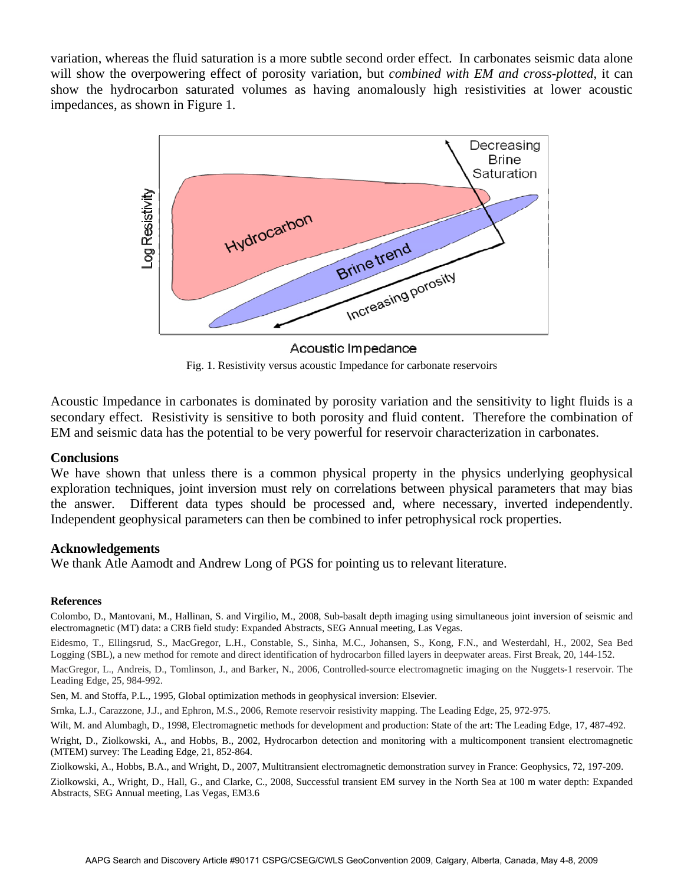variation, whereas the fluid saturation is a more subtle second order effect. In carbonates seismic data alone will show the overpowering effect of porosity variation, but *combined with EM and cross-plotted*, it can show the hydrocarbon saturated volumes as having anomalously high resistivities at lower acoustic impedances, as shown in Figure 1.

Decreasing Brine Saturation

Log Resistivity

Hydrocarbon

Brine trend

Increasing porosity

Acoustic Impedance

Fig. 1. Resistivity versus acoustic Impedance for carbonate reservoirs

Acoustic Impedance in carbonates is dominated by porosity variation and the sensitivity to light fluids is a secondary effect. Resistivity is sensitive to both porosity and fluid content. Therefore the combination of EM and seismic data has the potential to be very powerful for reservoir characterization in carbonates.

## Conclusions

We have shown that unless there is a common physical property in the physics underlying geophysical exploration techniques, joint inversion must rely on correlations between physical parameters that may bias the answer. Different data types should be processed and, where necessary, inverted independently. Independent geophysical parameters can then be combined to infer petrophysical rock properties.

## Acknowledgements

We thank Atle Aamodt and Andrew Long of PGS for pointing us to relevant literature.

### References

Colombo, D., Mantovani, M., Hallinan, S. and Virgilio, M., 2008, Sub-basalt depth imaging using simultaneous joint inversion of seismic and electromagnetic (MT) data: a CRB field study: Expanded Abstracts, SEG Annual meeting, Las Vegas.

Eidesmo, T., Ellingsrud, S., MacGregor, L.H., Constable, S., Sinha, M.C., Johansen, S., Kong, F.N., and Westerdahl, H., 2002, Sea Bed Logging (SBL), a new method for remote and direct identification of hydrocarbon filled layers in deepwater areas. First Break, 20, 144-152.

MacGregor, L., Andreis, D., Tomlinson, J., and Barker, N., 2006, Controlled-source electromagnetic imaging on the Nuggets-1 reservoir. The Leading Edge, 25, 984-992.

Sen, M. and Stoffa, P.L., 1995, Global optimization methods in geophysical inversion: Elsevier.

Srnka, L.J., Carazzone, J.J., and Ephron, M.S., 2006, Remote reservoir resistivity mapping. The Leading Edge, 25, 972-975.

Wilt, M. and Alumbagh, D., 1998, Electromagnetic methods for development and production: State of the art: The Leading Edge, 17, 487-492.

Wright, D., Ziolkowski, A., and Hobbs, B., 2002, Hydrocarbon detection and monitoring with a multicomponent transient electromagnetic (MTEM) survey: The Leading Edge, 21, 852-864.

Ziolkowski, A., Hobbs, B.A., and Wright, D., 2007, Multitransient electromagnetic demonstration survey in France: Geophysics, 72, 197-209.

Ziolkowski, A., Wright, D., Hall, G., and Clarke, C., 2008, Successful transient EM survey in the North Sea at 100 m water depth: Expanded Abstracts, SEG Annual meeting, Las Vegas, EM3.6